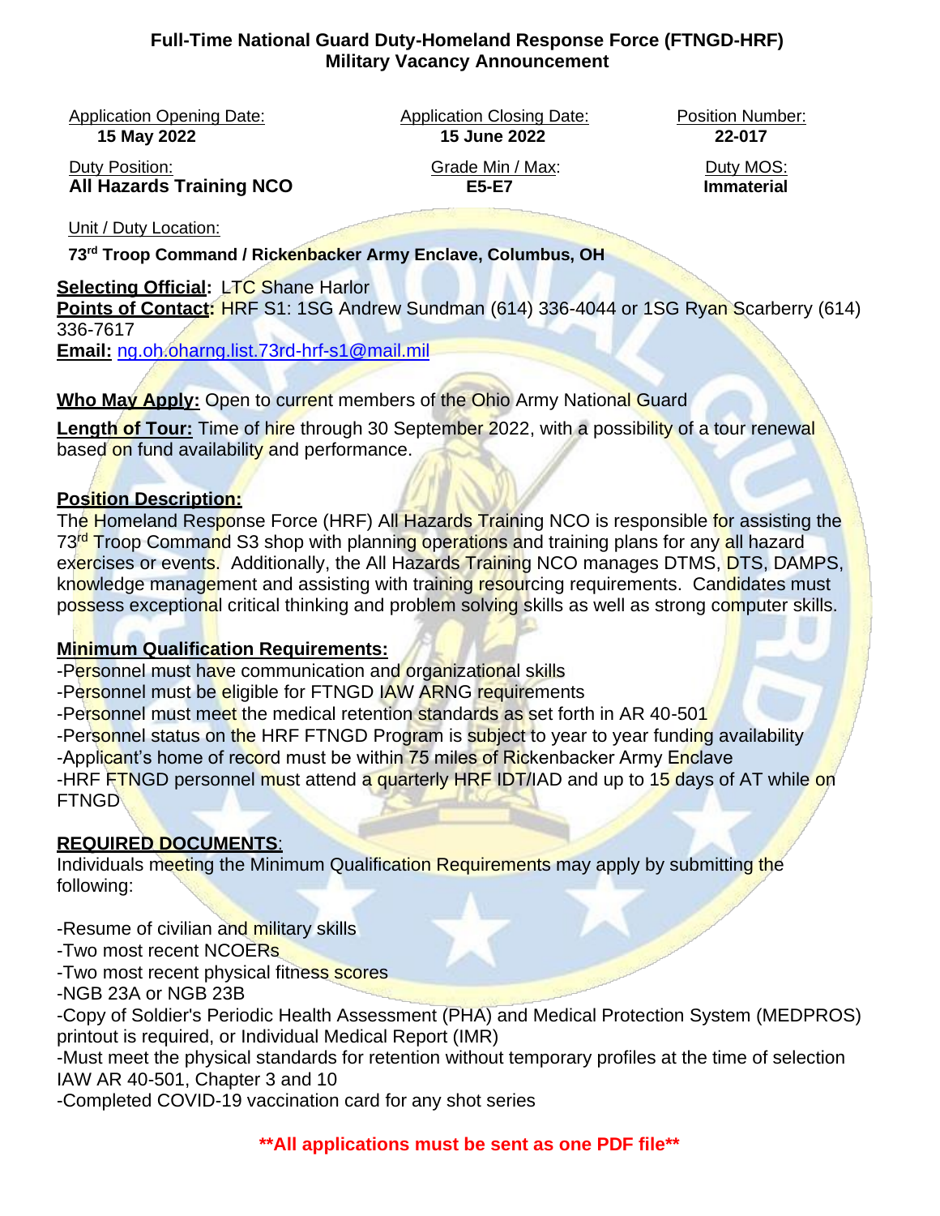**Full-Time National Guard Duty-Homeland Response Force (FTNGD-HRF)**
**Military Vacancy Announcement**

| Application Opening Date: | Application Closing Date: | Position Number: |
|---|---|---|
| **15 May 2022** | **15 June 2022** | **22-017** |
| Duty Position: | Grade Min / Max: | Duty MOS: |
| **All Hazards Training NCO** | **E5-E7** | **Immaterial** |

Unit / Duty Location:

**73rd Troop Command / Rickenbacker Army Enclave, Columbus, OH**

**Selecting Official:** LTC Shane Harlor
**Points of Contact:** HRF S1: 1SG Andrew Sundman (614) 336-4044 or 1SG Ryan Scarberry (614) 336-7617
**Email:** ng.oh.oharng.list.73rd-hrf-s1@mail.mil

**Who May Apply:** Open to current members of the Ohio Army National Guard

**Length of Tour:** Time of hire through 30 September 2022, with a possibility of a tour renewal based on fund availability and performance.

**Position Description:**
The Homeland Response Force (HRF) All Hazards Training NCO is responsible for assisting the 73rd Troop Command S3 shop with planning operations and training plans for any all hazard exercises or events. Additionally, the All Hazards Training NCO manages DTMS, DTS, DAMPS, knowledge management and assisting with training resourcing requirements. Candidates must possess exceptional critical thinking and problem solving skills as well as strong computer skills.

**Minimum Qualification Requirements:**
- -Personnel must have communication and organizational skills
- -Personnel must be eligible for FTNGD IAW ARNG requirements
- -Personnel must meet the medical retention standards as set forth in AR 40-501
- -Personnel status on the HRF FTNGD Program is subject to year to year funding availability
- -Applicant's home of record must be within 75 miles of Rickenbacker Army Enclave
- -HRF FTNGD personnel must attend a quarterly HRF IDT/IAD and up to 15 days of AT while on FTNGD

**REQUIRED DOCUMENTS:**
Individuals meeting the Minimum Qualification Requirements may apply by submitting the following:

- -Resume of civilian and military skills
- -Two most recent NCOERs
- -Two most recent physical fitness scores
- -NGB 23A or NGB 23B
- -Copy of Soldier's Periodic Health Assessment (PHA) and Medical Protection System (MEDPROS) printout is required, or Individual Medical Report (IMR)
- -Must meet the physical standards for retention without temporary profiles at the time of selection IAW AR 40-501, Chapter 3 and 10
- -Completed COVID-19 vaccination card for any shot series

**\*\*All applications must be sent as one PDF file\*\***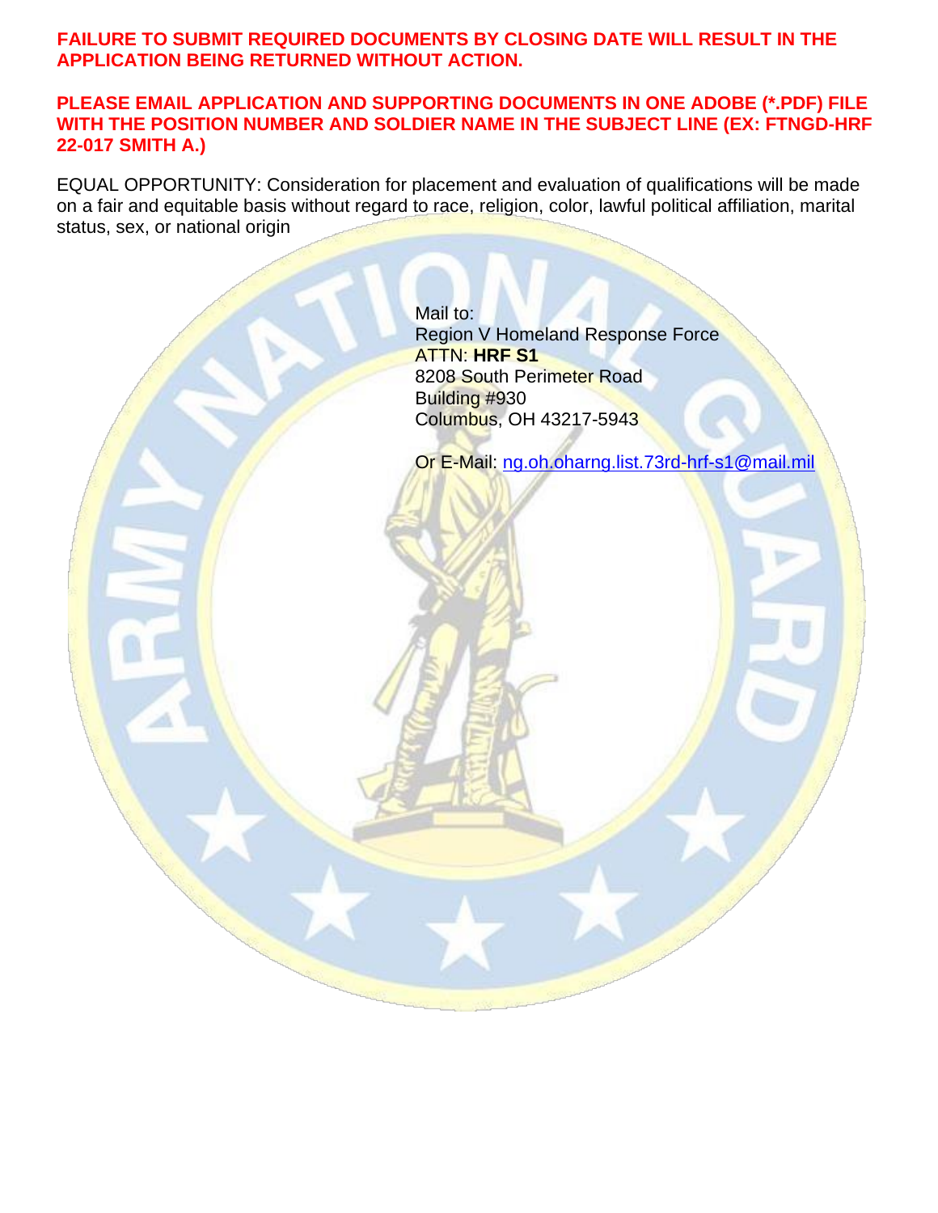**FAILURE TO SUBMIT REQUIRED DOCUMENTS BY CLOSING DATE WILL RESULT IN THE APPLICATION BEING RETURNED WITHOUT ACTION.**

**PLEASE EMAIL APPLICATION AND SUPPORTING DOCUMENTS IN ONE ADOBE (*.PDF) FILE WITH THE POSITION NUMBER AND SOLDIER NAME IN THE SUBJECT LINE (EX: FTNGD-HRF 22-017 SMITH A.)**

EQUAL OPPORTUNITY: Consideration for placement and evaluation of qualifications will be made on a fair and equitable basis without regard to race, religion, color, lawful political affiliation, marital status, sex, or national origin

Mail to:
Region V Homeland Response Force
ATTN: **HRF S1**
8208 South Perimeter Road
Building #930
Columbus, OH 43217-5943

Or E-Mail: ng.oh.oharng.list.73rd-hrf-s1@mail.mil